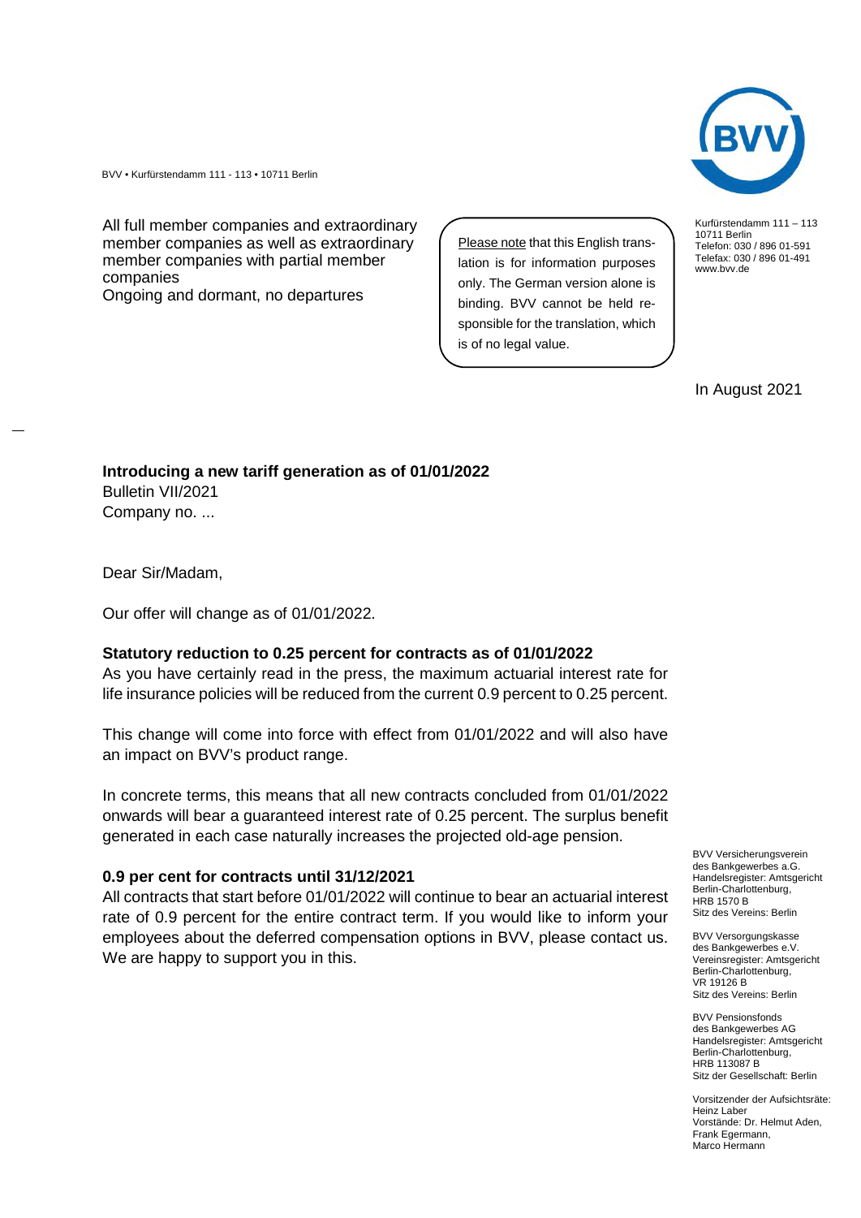BVV • Kurfürstendamm 111 - 113 • 10711 Berlin

All full member companies and extraordinary member companies as well as extraordinary member companies with partial member companies
Ongoing and dormant, no departures

Please note that this English translation is for information purposes only. The German version alone is binding. BVV cannot be held responsible for the translation, which is of no legal value.

Kurfürstendamm 111 – 113
10711 Berlin
Telefon: 030 / 896 01-591
Telefax: 030 / 896 01-491
www.bvv.de

In August 2021

**Introducing a new tariff generation as of 01/01/2022**
Bulletin VII/2021
Company no. ...

Dear Sir/Madam,

Our offer will change as of 01/01/2022.

**Statutory reduction to 0.25 percent for contracts as of 01/01/2022**

As you have certainly read in the press, the maximum actuarial interest rate for life insurance policies will be reduced from the current 0.9 percent to 0.25 percent.

This change will come into force with effect from 01/01/2022 and will also have an impact on BVV's product range.

In concrete terms, this means that all new contracts concluded from 01/01/2022 onwards will bear a guaranteed interest rate of 0.25 percent. The surplus benefit generated in each case naturally increases the projected old-age pension.

**0.9 per cent for contracts until 31/12/2021**

All contracts that start before 01/01/2022 will continue to bear an actuarial interest rate of 0.9 percent for the entire contract term. If you would like to inform your employees about the deferred compensation options in BVV, please contact us. We are happy to support you in this.

BVV Versicherungsverein
des Bankgewerbes a.G.
Handelsregister: Amtsgericht
Berlin-Charlottenburg,
HRB 1570 B
Sitz des Vereins: Berlin

BVV Versorgungskasse
des Bankgewerbes e.V.
Vereinsregister: Amtsgericht
Berlin-Charlottenburg,
VR 19126 B
Sitz des Vereins: Berlin

BVV Pensionsfonds
des Bankgewerbes AG
Handelsregister: Amtsgericht
Berlin-Charlottenburg,
HRB 113087 B
Sitz der Gesellschaft: Berlin

Vorsitzender der Aufsichtsräte:
Heinz Laber
Vorstände: Dr. Helmut Aden,
Frank Egermann,
Marco Hermann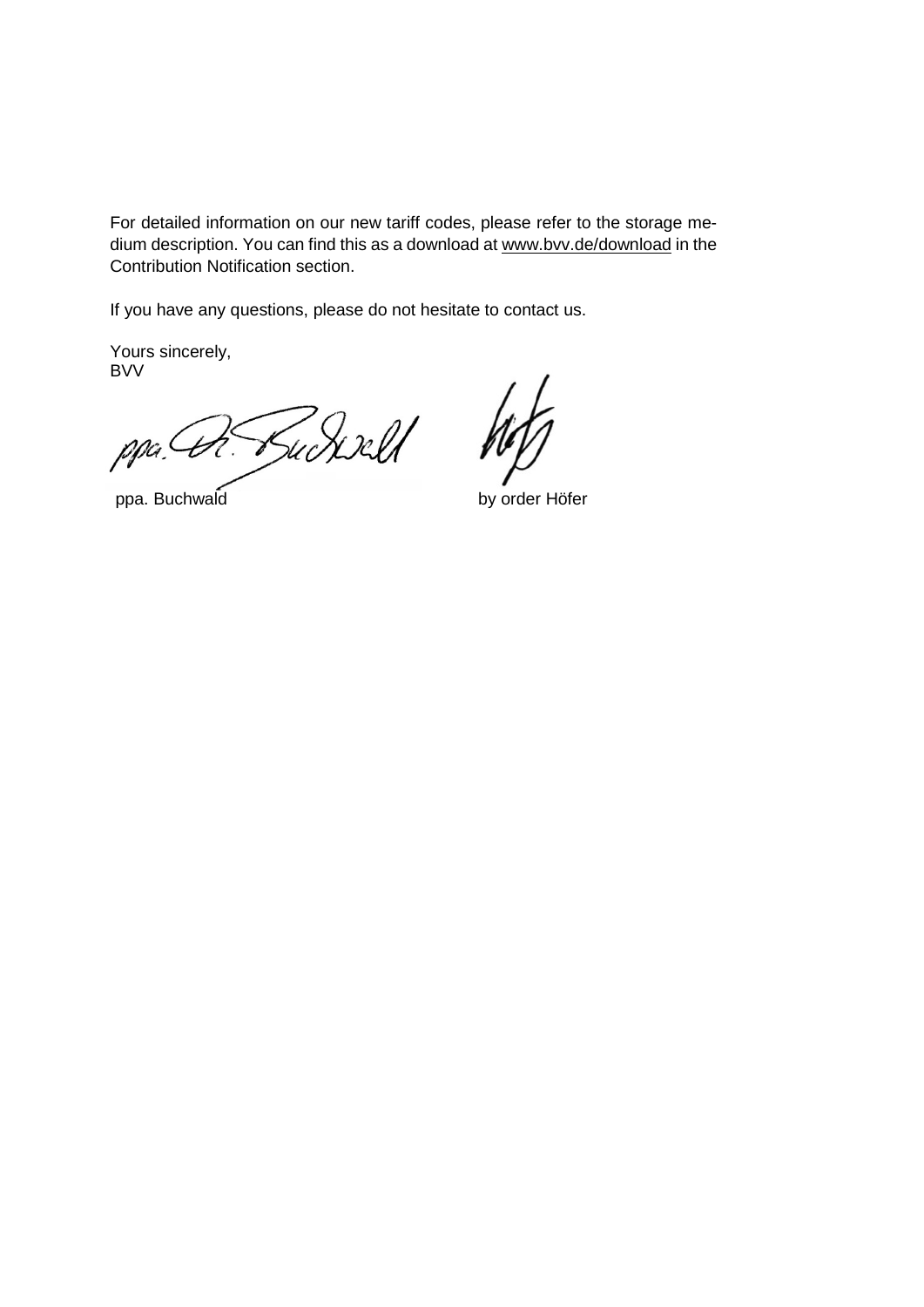For detailed information on our new tariff codes, please refer to the storage medium description. You can find this as a download at www.bvv.de/download in the Contribution Notification section.

If you have any questions, please do not hesitate to contact us.

Yours sincerely,
BVV

ppa. Buchwald　　　　　　　　　　by order Höfer